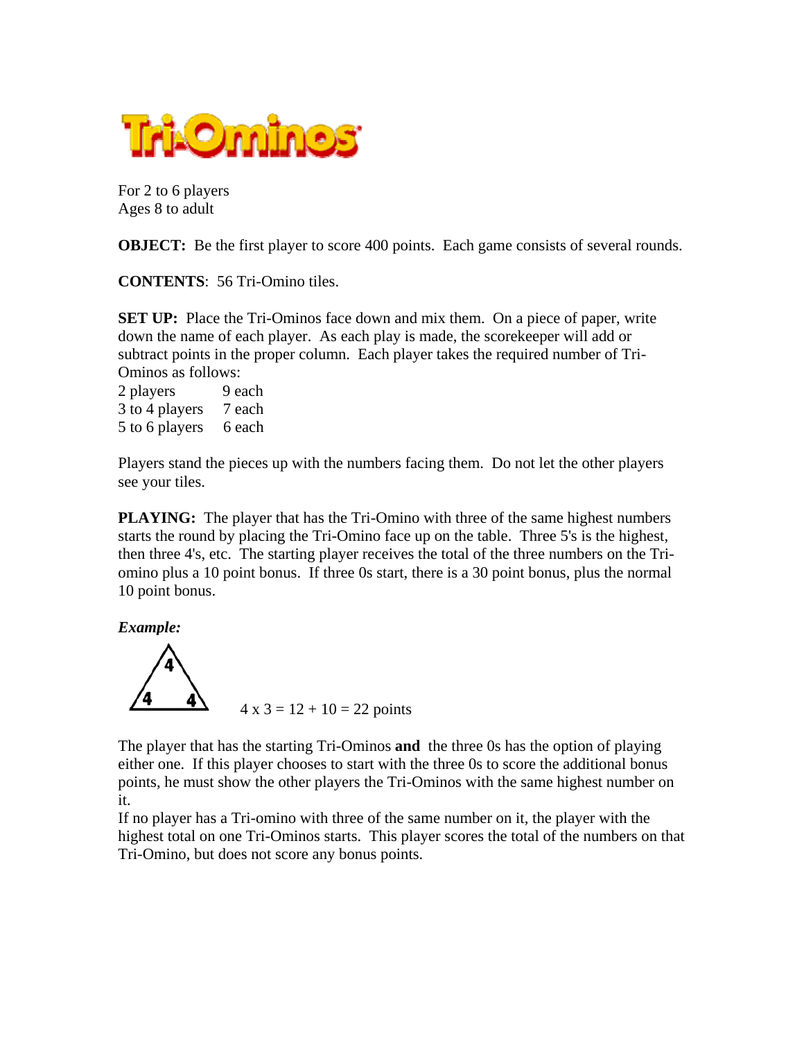# Tri-Ominos

For 2 to 6 players
Ages 8 to adult

**OBJECT:** Be the first player to score 400 points. Each game consists of several rounds.

**CONTENTS**: 56 Tri-Omino tiles.

**SET UP:** Place the Tri-Ominos face down and mix them. On a piece of paper, write down the name of each player. As each play is made, the scorekeeper will add or subtract points in the proper column. Each player takes the required number of Tri-Ominos as follows:

| | |
|---|---|
| 2 players | 9 each |
| 3 to 4 players | 7 each |
| 5 to 6 players | 6 each |

Players stand the pieces up with the numbers facing them. Do not let the other players see your tiles.

**PLAYING:** The player that has the Tri-Omino with three of the same highest numbers starts the round by placing the Tri-Omino face up on the table. Three 5's is the highest, then three 4's, etc. The starting player receives the total of the three numbers on the Tri-omino plus a 10 point bonus. If three 0s start, there is a 30 point bonus, plus the normal 10 point bonus.

***Example:***

4 x 3 = 12 + 10 = 22 points

The player that has the starting Tri-Ominos **and** the three 0s has the option of playing either one. If this player chooses to start with the three 0s to score the additional bonus points, he must show the other players the Tri-Ominos with the same highest number on it.

If no player has a Tri-omino with three of the same number on it, the player with the highest total on one Tri-Ominos starts. This player scores the total of the numbers on that Tri-Omino, but does not score any bonus points.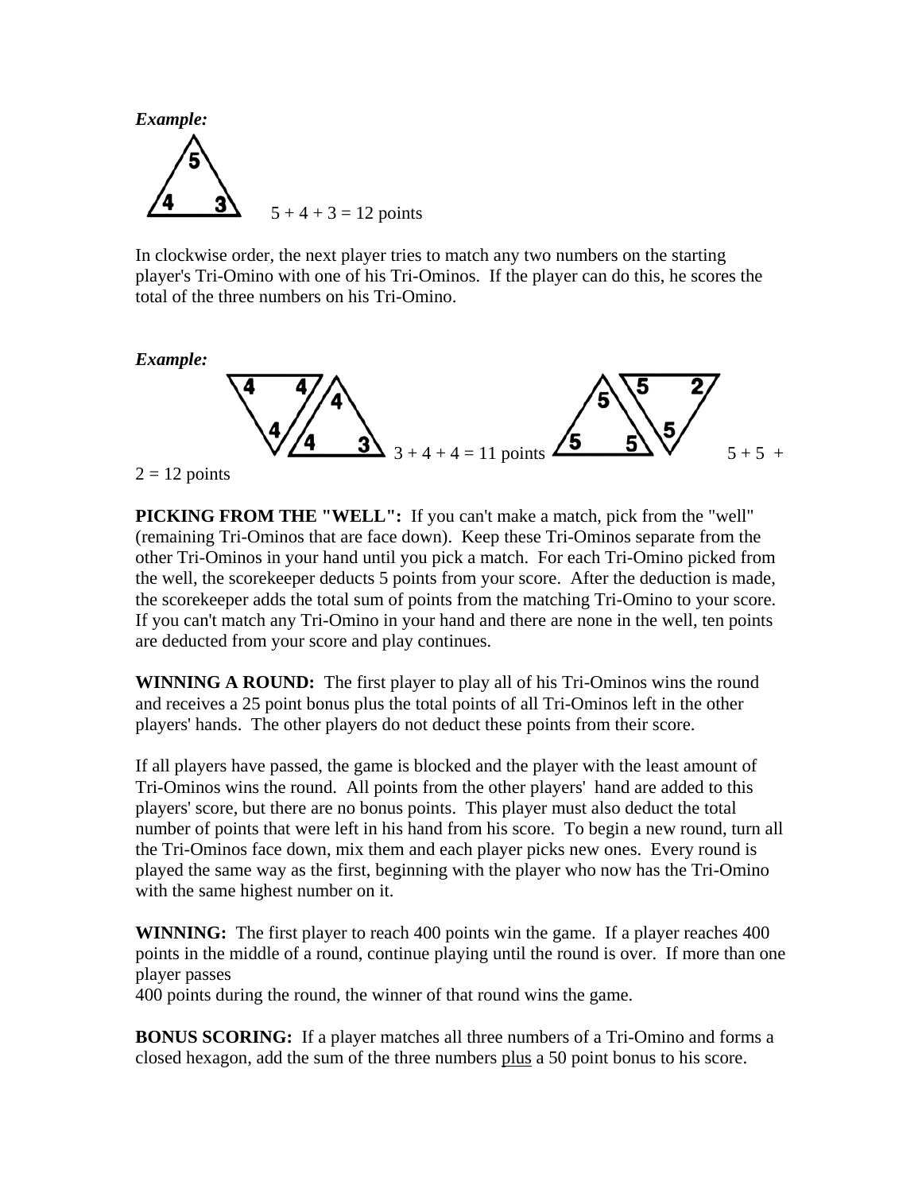***Example:***

5 + 4 + 3 = 12 points

In clockwise order, the next player tries to match any two numbers on the starting player's Tri-Omino with one of his Tri-Ominos. If the player can do this, he scores the total of the three numbers on his Tri-Omino.

***Example:***

3 + 4 + 4 = 11 points 5 + 5 + 2 = 12 points

**PICKING FROM THE "WELL":** If you can't make a match, pick from the "well" (remaining Tri-Ominos that are face down). Keep these Tri-Ominos separate from the other Tri-Ominos in your hand until you pick a match. For each Tri-Omino picked from the well, the scorekeeper deducts 5 points from your score. After the deduction is made, the scorekeeper adds the total sum of points from the matching Tri-Omino to your score. If you can't match any Tri-Omino in your hand and there are none in the well, ten points are deducted from your score and play continues.

**WINNING A ROUND:** The first player to play all of his Tri-Ominos wins the round and receives a 25 point bonus plus the total points of all Tri-Ominos left in the other players' hands. The other players do not deduct these points from their score.

If all players have passed, the game is blocked and the player with the least amount of Tri-Ominos wins the round. All points from the other players' hand are added to this players' score, but there are no bonus points. This player must also deduct the total number of points that were left in his hand from his score. To begin a new round, turn all the Tri-Ominos face down, mix them and each player picks new ones. Every round is played the same way as the first, beginning with the player who now has the Tri-Omino with the same highest number on it.

**WINNING:** The first player to reach 400 points win the game. If a player reaches 400 points in the middle of a round, continue playing until the round is over. If more than one player passes
400 points during the round, the winner of that round wins the game.

**BONUS SCORING:** If a player matches all three numbers of a Tri-Omino and forms a closed hexagon, add the sum of the three numbers plus a 50 point bonus to his score.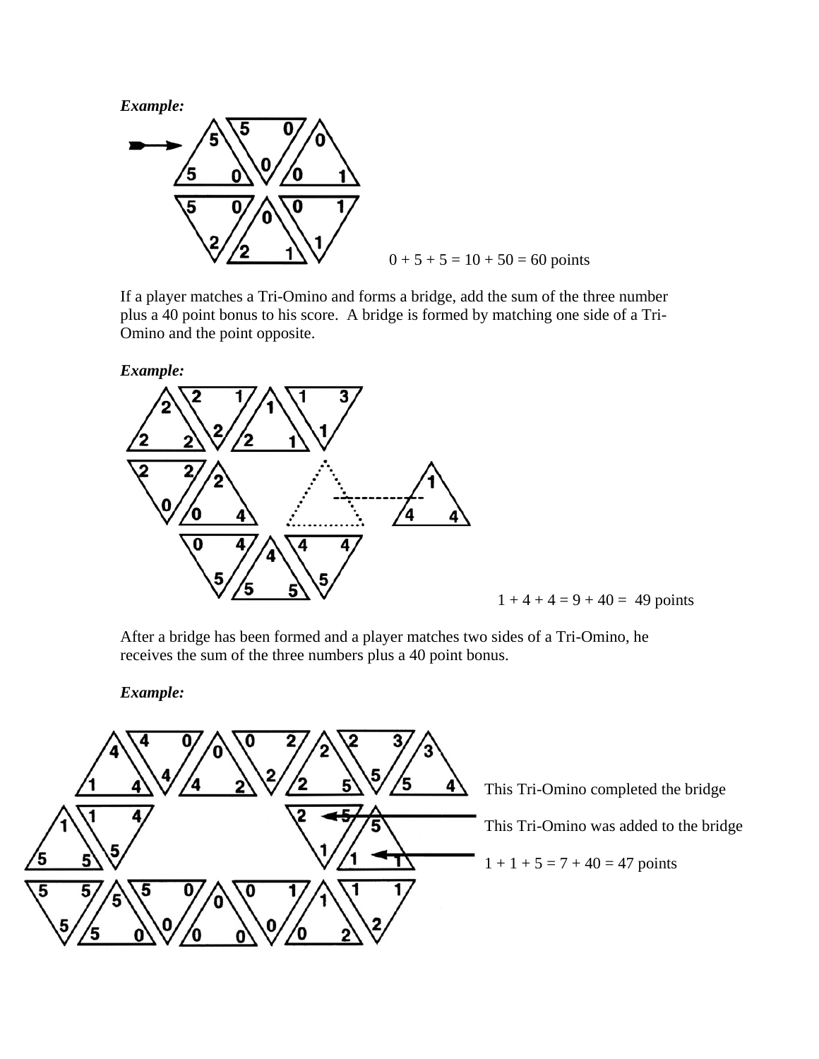***Example:***

0 + 5 + 5 = 10 + 50 = 60 points

If a player matches a Tri-Omino and forms a bridge, add the sum of the three number plus a 40 point bonus to his score. A bridge is formed by matching one side of a Tri-Omino and the point opposite.

***Example:***

1 + 4 + 4 = 9 + 40 = 49 points

After a bridge has been formed and a player matches two sides of a Tri-Omino, he receives the sum of the three numbers plus a 40 point bonus.

***Example:***

This Tri-Omino completed the bridge

This Tri-Omino was added to the bridge

1 + 1 + 5 = 7 + 40 = 47 points